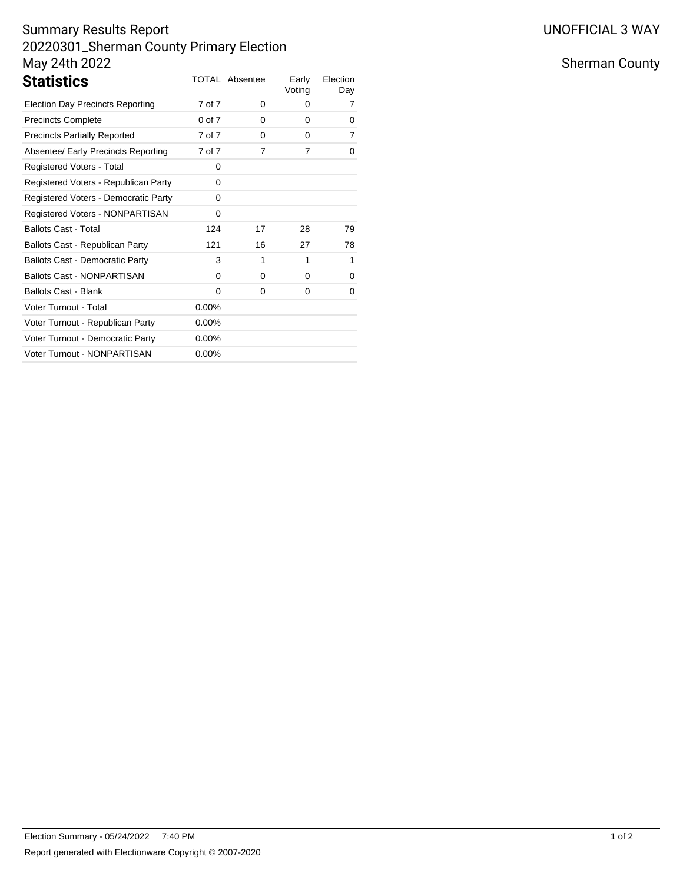# Summary Results Report
## 20220301_Sherman County Primary Election
## May 24th 2022

UNOFFICIAL 3 WAY

Sherman County

## Statistics

| Statistics | TOTAL | Absentee | Early Voting | Election Day |
|---|---|---|---|---|
| Election Day Precincts Reporting | 7 of 7 | 0 | 0 | 7 |
| Precincts Complete | 0 of 7 | 0 | 0 | 0 |
| Precincts Partially Reported | 7 of 7 | 0 | 0 | 7 |
| Absentee/ Early Precincts Reporting | 7 of 7 | 7 | 7 | 0 |
| Registered Voters - Total | 0 | | | |
| Registered Voters - Republican Party | 0 | | | |
| Registered Voters - Democratic Party | 0 | | | |
| Registered Voters - NONPARTISAN | 0 | | | |
| Ballots Cast - Total | 124 | 17 | 28 | 79 |
| Ballots Cast - Republican Party | 121 | 16 | 27 | 78 |
| Ballots Cast - Democratic Party | 3 | 1 | 1 | 1 |
| Ballots Cast - NONPARTISAN | 0 | 0 | 0 | 0 |
| Ballots Cast - Blank | 0 | 0 | 0 | 0 |
| Voter Turnout - Total | 0.00% | | | |
| Voter Turnout - Republican Party | 0.00% | | | |
| Voter Turnout - Democratic Party | 0.00% | | | |
| Voter Turnout - NONPARTISAN | 0.00% | | | |

Election Summary - 05/24/2022 7:40 PM

Report generated with Electionware Copyright © 2007-2020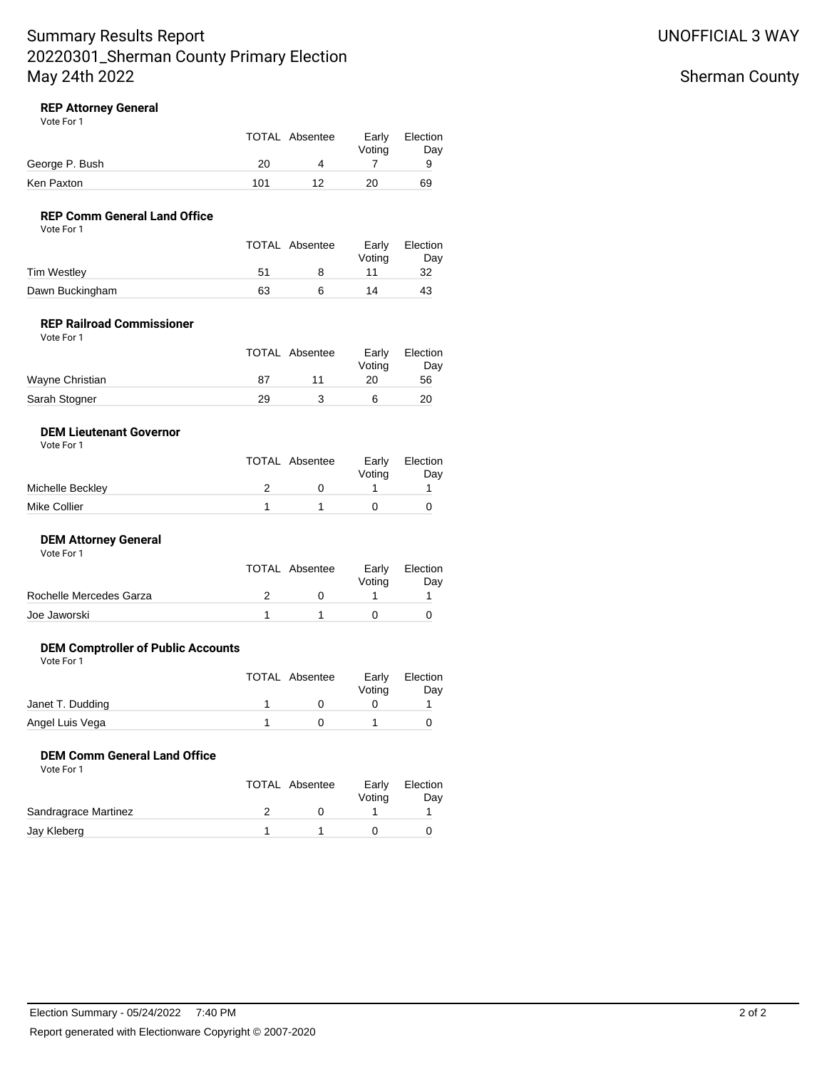# Summary Results Report
# 20220301_Sherman County Primary Election
# May 24th 2022

UNOFFICIAL 3 WAY

Sherman County

### REP Attorney General

Vote For 1

| | TOTAL | Absentee | Early Voting | Election Day |
|---|---|---|---|---|
| George P. Bush | 20 | 4 | 7 | 9 |
| Ken Paxton | 101 | 12 | 20 | 69 |

### REP Comm General Land Office

Vote For 1

| | TOTAL | Absentee | Early Voting | Election Day |
|---|---|---|---|---|
| Tim Westley | 51 | 8 | 11 | 32 |
| Dawn Buckingham | 63 | 6 | 14 | 43 |

### REP Railroad Commissioner

Vote For 1

| | TOTAL | Absentee | Early Voting | Election Day |
|---|---|---|---|---|
| Wayne Christian | 87 | 11 | 20 | 56 |
| Sarah Stogner | 29 | 3 | 6 | 20 |

### DEM Lieutenant Governor

Vote For 1

| | TOTAL | Absentee | Early Voting | Election Day |
|---|---|---|---|---|
| Michelle Beckley | 2 | 0 | 1 | 1 |
| Mike Collier | 1 | 1 | 0 | 0 |

### DEM Attorney General

Vote For 1

| | TOTAL | Absentee | Early Voting | Election Day |
|---|---|---|---|---|
| Rochelle Mercedes Garza | 2 | 0 | 1 | 1 |
| Joe Jaworski | 1 | 1 | 0 | 0 |

### DEM Comptroller of Public Accounts

Vote For 1

| | TOTAL | Absentee | Early Voting | Election Day |
|---|---|---|---|---|
| Janet T. Dudding | 1 | 0 | 0 | 1 |
| Angel Luis Vega | 1 | 0 | 1 | 0 |

### DEM Comm General Land Office

Vote For 1

| | TOTAL | Absentee | Early Voting | Election Day |
|---|---|---|---|---|
| Sandragrace Martinez | 2 | 0 | 1 | 1 |
| Jay Kleberg | 1 | 1 | 0 | 0 |

Election Summary - 05/24/2022 7:40 PM

Report generated with Electionware Copyright © 2007-2020